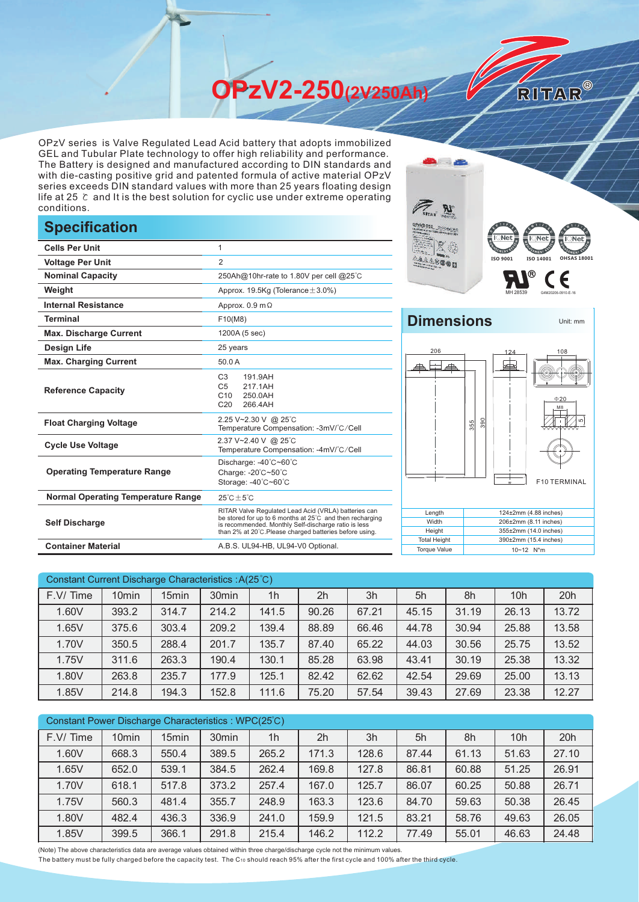# OPzV2-250(2V250Ah)

RITAR®

OPzV series is Valve Regulated Lead Acid battery that adopts immobilized GEL and Tubular Plate technology to offer high reliability and performance. The Battery is designed and manufactured according to DIN standards and with die-casting positive grid and patented formula of active material OPzV series exceeds DIN standard values with more than 25 years floating design life at 25 ℃ and It is the best solution for cyclic use under extreme operating conditions.

## Specification

| | |
|---|---|
| **Cells Per Unit** | 1 |
| **Voltage Per Unit** | 2 |
| **Nominal Capacity** | 250Ah@10hr-rate to 1.80V per cell @25℃ |
| **Weight** | Approx. 19.5Kg (Tolerance ± 3.0%) |
| **Internal Resistance** | Approx. 0.9 mΩ |
| **Terminal** | F10(M8) |
| **Max. Discharge Current** | 1200A (5 sec) |
| **Design Life** | 25 years |
| **Max. Charging Current** | 50.0 A |
| **Reference Capacity** | C3 191.9AH<br>C5 217.1AH<br>C10 250.0AH<br>C20 266.4AH |
| **Float Charging Voltage** | 2.25 V~2.30 V @ 25℃<br>Temperature Compensation: -3mV/℃/Cell |
| **Cycle Use Voltage** | 2.37 V~2.40 V @ 25℃<br>Temperature Compensation: -4mV/℃/Cell |
| **Operating Temperature Range** | Discharge: -40℃~60℃<br>Charge: -20℃~50℃<br>Storage: -40℃~60℃ |
| **Normal Operating Temperature Range** | 25℃ ± 5℃ |
| **Self Discharge** | RITAR Valve Regulated Lead Acid (VRLA) batteries can be stored for up to 6 months at 25℃ and then recharging is recommended. Monthly Self-discharge ratio is less than 2% at 20℃.Please charged batteries before using. |
| **Container Material** | A.B.S. UL94-HB, UL94-V0 Optional. |

ISO 9001 ISO 14001 OHSAS 18001

MH 28539 G4M20206-0910-E-16

## Dimensions

Unit: mm

206 124 108 355 390 Φ20 M8 F10 TERMINAL

| | |
|---|---|
| Length | 124±2mm (4.88 inches) |
| Width | 206±2mm (8.11 inches) |
| Height | 355±2mm (14.0 inches) |
| Total Height | 390±2mm (15.4 inches) |
| Torque Value | 10~12 N*m |

### Constant Current Discharge Characteristics : A(25℃)

| F.V/ Time | 10min | 15min | 30min | 1h | 2h | 3h | 5h | 8h | 10h | 20h |
|---|---|---|---|---|---|---|---|---|---|---|
| 1.60V | 393.2 | 314.7 | 214.2 | 141.5 | 90.26 | 67.21 | 45.15 | 31.19 | 26.13 | 13.72 |
| 1.65V | 375.6 | 303.4 | 209.2 | 139.4 | 88.89 | 66.46 | 44.78 | 30.94 | 25.88 | 13.58 |
| 1.70V | 350.5 | 288.4 | 201.7 | 135.7 | 87.40 | 65.22 | 44.03 | 30.56 | 25.75 | 13.52 |
| 1.75V | 311.6 | 263.3 | 190.4 | 130.1 | 85.28 | 63.98 | 43.41 | 30.19 | 25.38 | 13.32 |
| 1.80V | 263.8 | 235.7 | 177.9 | 125.1 | 82.42 | 62.62 | 42.54 | 29.69 | 25.00 | 13.13 |
| 1.85V | 214.8 | 194.3 | 152.8 | 111.6 | 75.20 | 57.54 | 39.43 | 27.69 | 23.38 | 12.27 |

### Constant Power Discharge Characteristics : WPC(25℃)

| F.V/ Time | 10min | 15min | 30min | 1h | 2h | 3h | 5h | 8h | 10h | 20h |
|---|---|---|---|---|---|---|---|---|---|---|
| 1.60V | 668.3 | 550.4 | 389.5 | 265.2 | 171.3 | 128.6 | 87.44 | 61.13 | 51.63 | 27.10 |
| 1.65V | 652.0 | 539.1 | 384.5 | 262.4 | 169.8 | 127.8 | 86.81 | 60.88 | 51.25 | 26.91 |
| 1.70V | 618.1 | 517.8 | 373.2 | 257.4 | 167.0 | 125.7 | 86.07 | 60.25 | 50.88 | 26.71 |
| 1.75V | 560.3 | 481.4 | 355.7 | 248.9 | 163.3 | 123.6 | 84.70 | 59.63 | 50.38 | 26.45 |
| 1.80V | 482.4 | 436.3 | 336.9 | 241.0 | 159.9 | 121.5 | 83.21 | 58.76 | 49.63 | 26.05 |
| 1.85V | 399.5 | 366.1 | 291.8 | 215.4 | 146.2 | 112.2 | 77.49 | 55.01 | 46.63 | 24.48 |

(Note) The above characteristics data are average values obtained within three charge/discharge cycle not the minimum values.
The battery must be fully charged before the capacity test. The $C_{10}$ should reach 95% after the first cycle and 100% after the third cycle.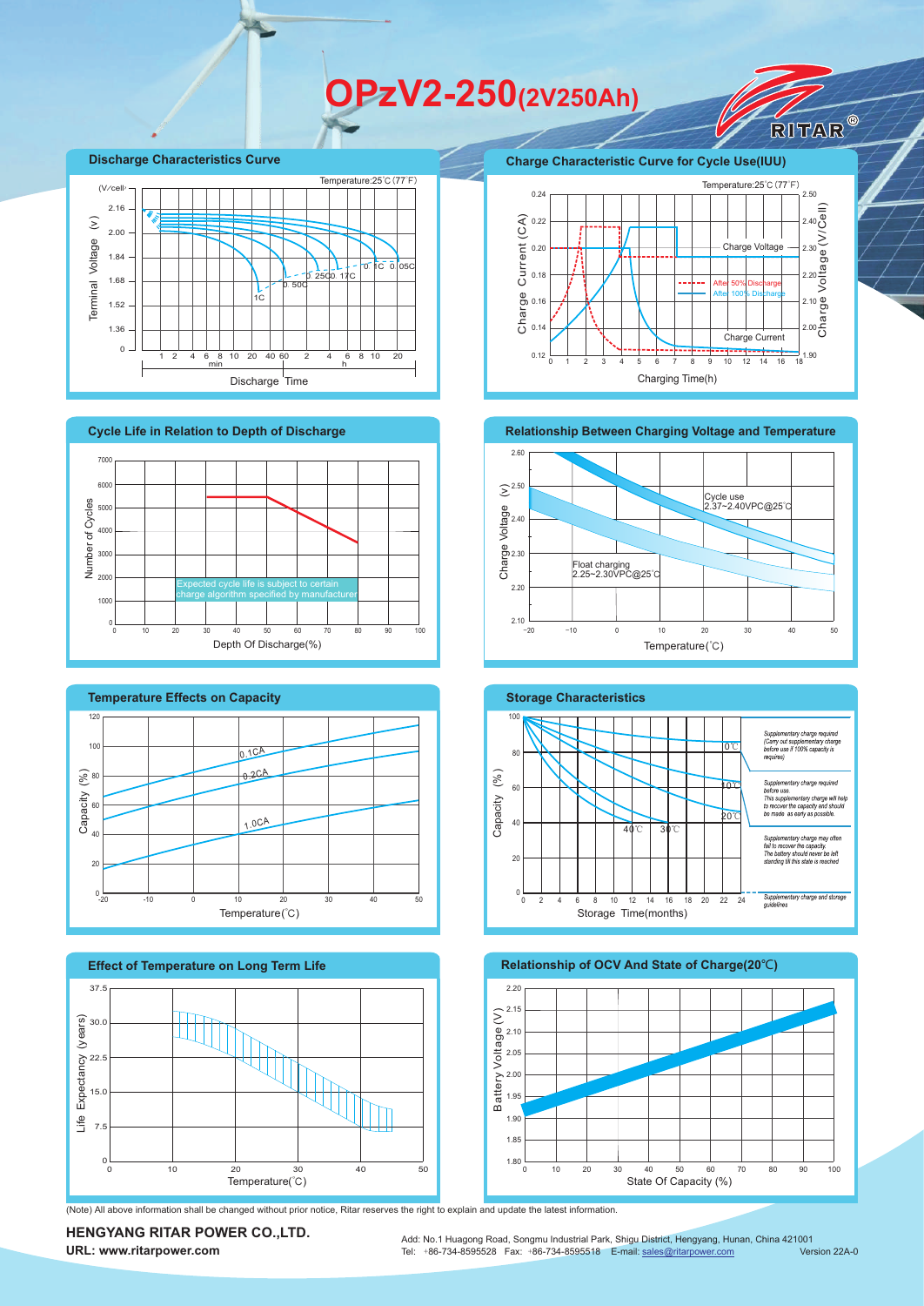# OPzV2-250(2V250Ah)

RITAR®

## Discharge Characteristics Curve

Temperature:25℃(77℉)

(V/cell)

Terminal Voltage (v)

2.16
2.00
1.84
1.68
1.52
1.36
0

1 2 4 6 8 10 20 40 60 2 4 6 8 10 20

min h

Discharge Time

1C 0.50C 0.25C 0.17C 0.1C 0.05C

## Charge Characteristic Curve for Cycle Use(IUU)

Temperature:25℃(77℉)

Charge Current (CA)

0.24 0.22 0.20 0.18 0.16 0.14 0.12

Charge Voltage (V/Cell)

2.50 2.40 2.30 2.20 2.10 2.00 1.90

0 1 2 3 4 5 6 7 8 9 10 12 14 16 18

Charging Time(h)

Charge Voltage

Charge Current

After 50% Discharge

After 100% Discharge

## Cycle Life in Relation to Depth of Discharge

Number of Cycles

7000 6000 5000 4000 3000 2000 1000 0

0 10 20 30 40 50 60 70 80 90 100

Depth Of Discharge(%)

Expected cycle life is subject to certain charge algorithm specified by manufacturer

## Relationship Between Charging Voltage and Temperature

Charge Voltage (v)

2.60 2.50 2.40 2.30 2.20 2.10

−20 −10 0 10 20 30 40 50

Temperature(℃)

Cycle use
2.37~2.40VPC@25℃

Float charging
2.25~2.30VPC@25℃

## Temperature Effects on Capacity

Capacity (%)

120 100 80 60 40 20 0

-20 -10 0 10 20 30 40 50

Temperature(℃)

0.1CA

0.2CA

1.0CA

## Storage Characteristics

Capacity (%)

100 80 60 40 20 0

0 2 4 6 8 10 12 14 16 18 20 22 24

Storage Time(months)

0℃ 10℃ 20℃ 40℃ 30℃

Supplementary charge required (Carry out supplementary charge before use if 100% capacity is requires)

Supplementary charge required before use. This supplementary charge will help to recover the capacity and should be made as early as possible.

Supplementary charge may often fail to recover the capacity. The battery should never be left standing till this state is reached

Supplementary charge and storage guidelines

## Effect of Temperature on Long Term Life

Life Expectancy (years)

37.5 30.0 22.5 15.0 7.5 0

0 10 20 30 40 50

Temperature(℃)

## Relationship of OCV And State of Charge(20℃)

Battery Voltage (V)

2.20 2.15 2.10 2.05 2.00 1.95 1.90 1.85 1.80

0 10 20 30 40 50 60 70 80 90 100

State Of Capacity (%)

(Note) All above information shall be changed without prior notice, Ritar reserves the right to explain and update the latest information.

**HENGYANG RITAR POWER CO.,LTD.**

**URL: www.ritarpower.com**

Add: No.1 Huagong Road, Songmu Industrial Park, Shigu District, Hengyang, Hunan, China 421001

Tel: +86-734-8595528 Fax: +86-734-8595518 E-mail: sales@ritarpower.com

Version 22A-0